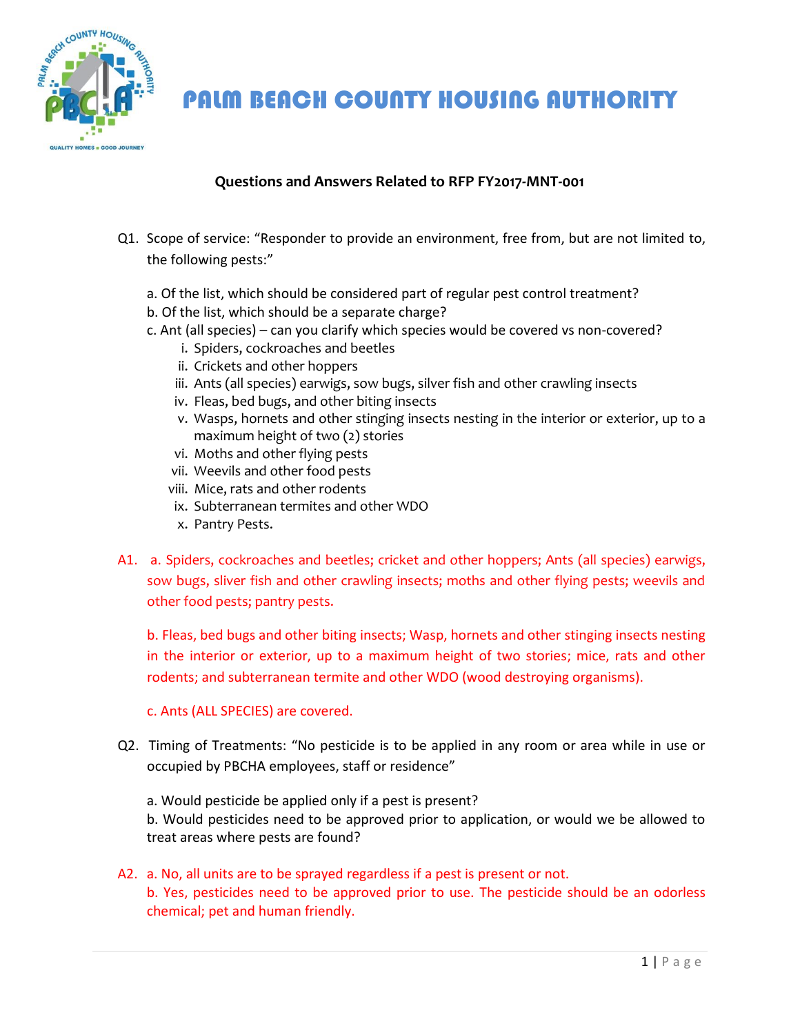# PALM BEACH COUNTY HOUSING AUTHORITY

**Questions and Answers Related to RFP FY2017-MNT-001**

Q1. Scope of service: "Responder to provide an environment, free from, but are not limited to, the following pests:"

a. Of the list, which should be considered part of regular pest control treatment?
b. Of the list, which should be a separate charge?
c. Ant (all species) – can you clarify which species would be covered vs non-covered?

i. Spiders, cockroaches and beetles
ii. Crickets and other hoppers
iii. Ants (all species) earwigs, sow bugs, silver fish and other crawling insects
iv. Fleas, bed bugs, and other biting insects
v. Wasps, hornets and other stinging insects nesting in the interior or exterior, up to a maximum height of two (2) stories
vi. Moths and other flying pests
vii. Weevils and other food pests
viii. Mice, rats and other rodents
ix. Subterranean termites and other WDO
x. Pantry Pests.

A1. a. Spiders, cockroaches and beetles; cricket and other hoppers; Ants (all species) earwigs, sow bugs, sliver fish and other crawling insects; moths and other flying pests; weevils and other food pests; pantry pests.

b. Fleas, bed bugs and other biting insects; Wasp, hornets and other stinging insects nesting in the interior or exterior, up to a maximum height of two stories; mice, rats and other rodents; and subterranean termite and other WDO (wood destroying organisms).

c. Ants (ALL SPECIES) are covered.

Q2. Timing of Treatments: "No pesticide is to be applied in any room or area while in use or occupied by PBCHA employees, staff or residence"

a. Would pesticide be applied only if a pest is present?
b. Would pesticides need to be approved prior to application, or would we be allowed to treat areas where pests are found?

A2. a. No, all units are to be sprayed regardless if a pest is present or not.
b. Yes, pesticides need to be approved prior to use. The pesticide should be an odorless chemical; pet and human friendly.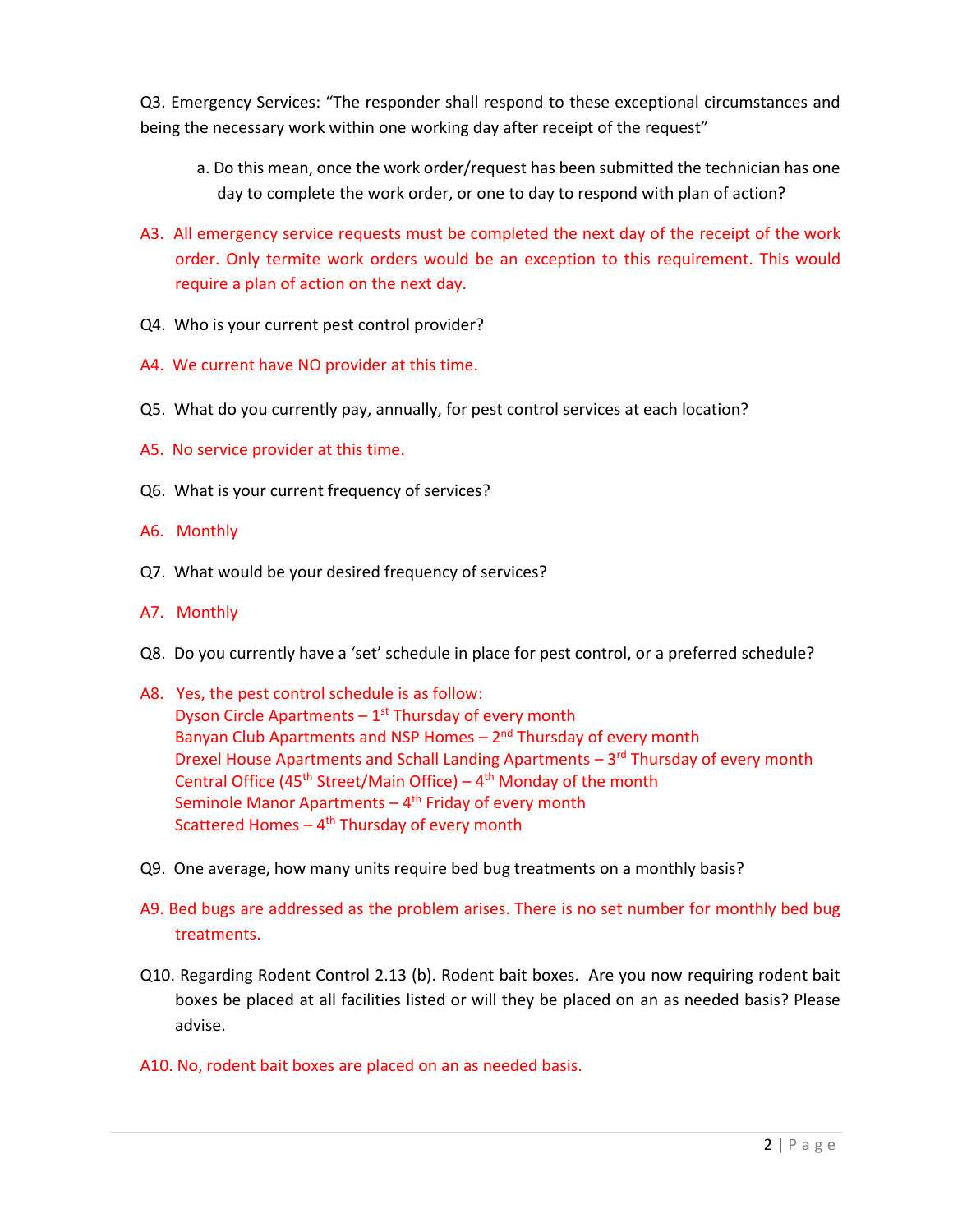Q3. Emergency Services: "The responder shall respond to these exceptional circumstances and being the necessary work within one working day after receipt of the request"

a. Do this mean, once the work order/request has been submitted the technician has one day to complete the work order, or one to day to respond with plan of action?

A3. All emergency service requests must be completed the next day of the receipt of the work order. Only termite work orders would be an exception to this requirement. This would require a plan of action on the next day.

Q4. Who is your current pest control provider?

A4. We current have NO provider at this time.

Q5. What do you currently pay, annually, for pest control services at each location?

A5. No service provider at this time.

Q6. What is your current frequency of services?

A6. Monthly

Q7. What would be your desired frequency of services?

A7. Monthly

Q8. Do you currently have a 'set' schedule in place for pest control, or a preferred schedule?

A8. Yes, the pest control schedule is as follow:
Dyson Circle Apartments – 1st Thursday of every month
Banyan Club Apartments and NSP Homes – 2nd Thursday of every month
Drexel House Apartments and Schall Landing Apartments – 3rd Thursday of every month
Central Office (45th Street/Main Office) – 4th Monday of the month
Seminole Manor Apartments – 4th Friday of every month
Scattered Homes – 4th Thursday of every month

Q9. One average, how many units require bed bug treatments on a monthly basis?

A9. Bed bugs are addressed as the problem arises. There is no set number for monthly bed bug treatments.

Q10. Regarding Rodent Control 2.13 (b). Rodent bait boxes. Are you now requiring rodent bait boxes be placed at all facilities listed or will they be placed on an as needed basis? Please advise.

A10. No, rodent bait boxes are placed on an as needed basis.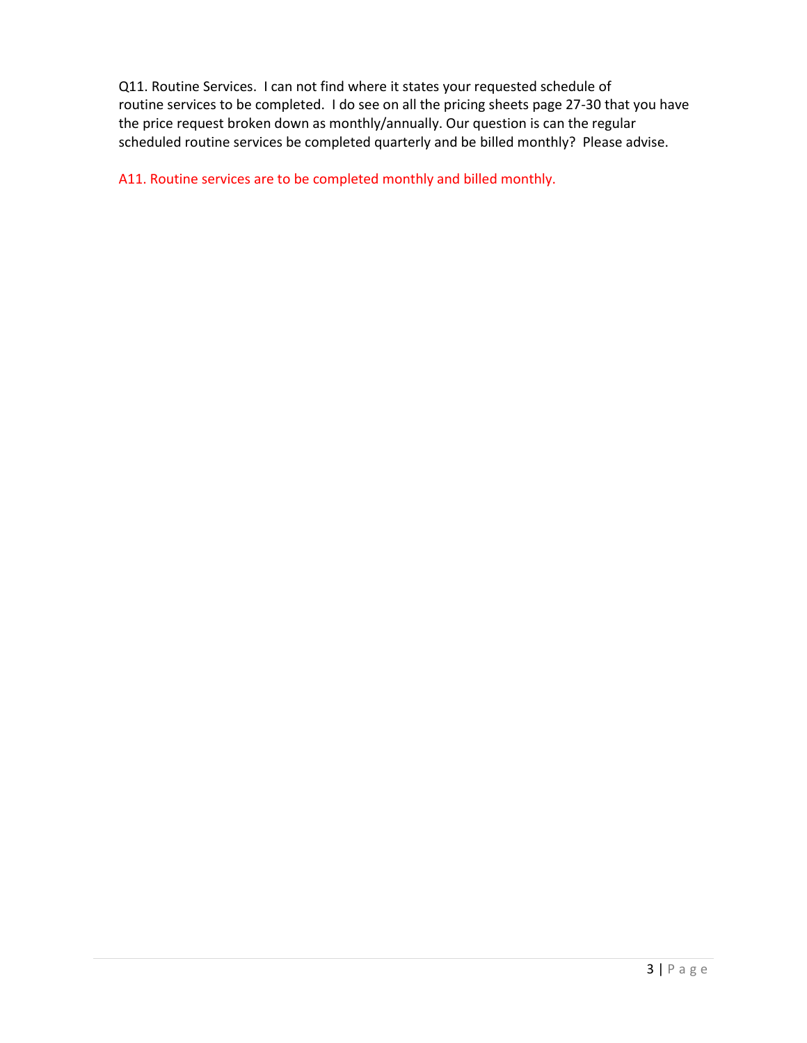Q11. Routine Services. I can not find where it states your requested schedule of routine services to be completed. I do see on all the pricing sheets page 27-30 that you have the price request broken down as monthly/annually. Our question is can the regular scheduled routine services be completed quarterly and be billed monthly? Please advise.

A11. Routine services are to be completed monthly and billed monthly.